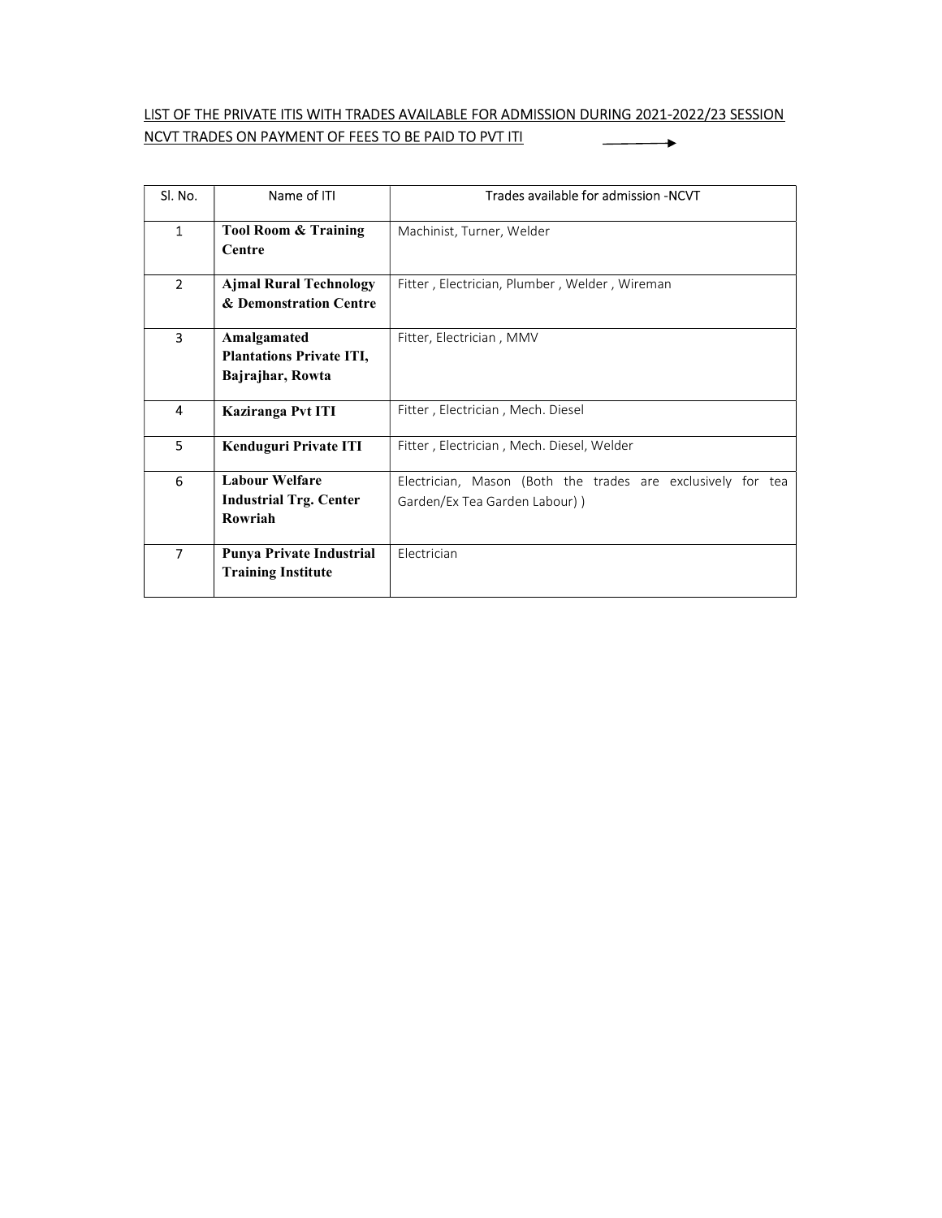LIST OF THE PRIVATE ITIS WITH TRADES AVAILABLE FOR ADMISSION DURING 2021-2022/23 SESSION

NCVT TRADES ON PAYMENT OF FEES TO BE PAID TO PVT ITI →

| Sl. No. | Name of ITI | Trades available for admission -NCVT |
|---|---|---|
| 1 | **Tool Room & Training Centre** | Machinist, Turner, Welder |
| 2 | **Ajmal Rural Technology & Demonstration Centre** | Fitter , Electrician, Plumber , Welder , Wireman |
| 3 | **Amalgamated Plantations Private ITI, Bajrajhar, Rowta** | Fitter, Electrician , MMV |
| 4 | **Kaziranga Pvt ITI** | Fitter , Electrician , Mech. Diesel |
| 5 | **Kenduguri Private ITI** | Fitter , Electrician , Mech. Diesel, Welder |
| 6 | **Labour Welfare Industrial Trg. Center Rowriah** | Electrician, Mason (Both the trades are exclusively for tea Garden/Ex Tea Garden Labour) ) |
| 7 | **Punya Private Industrial Training Institute** | Electrician |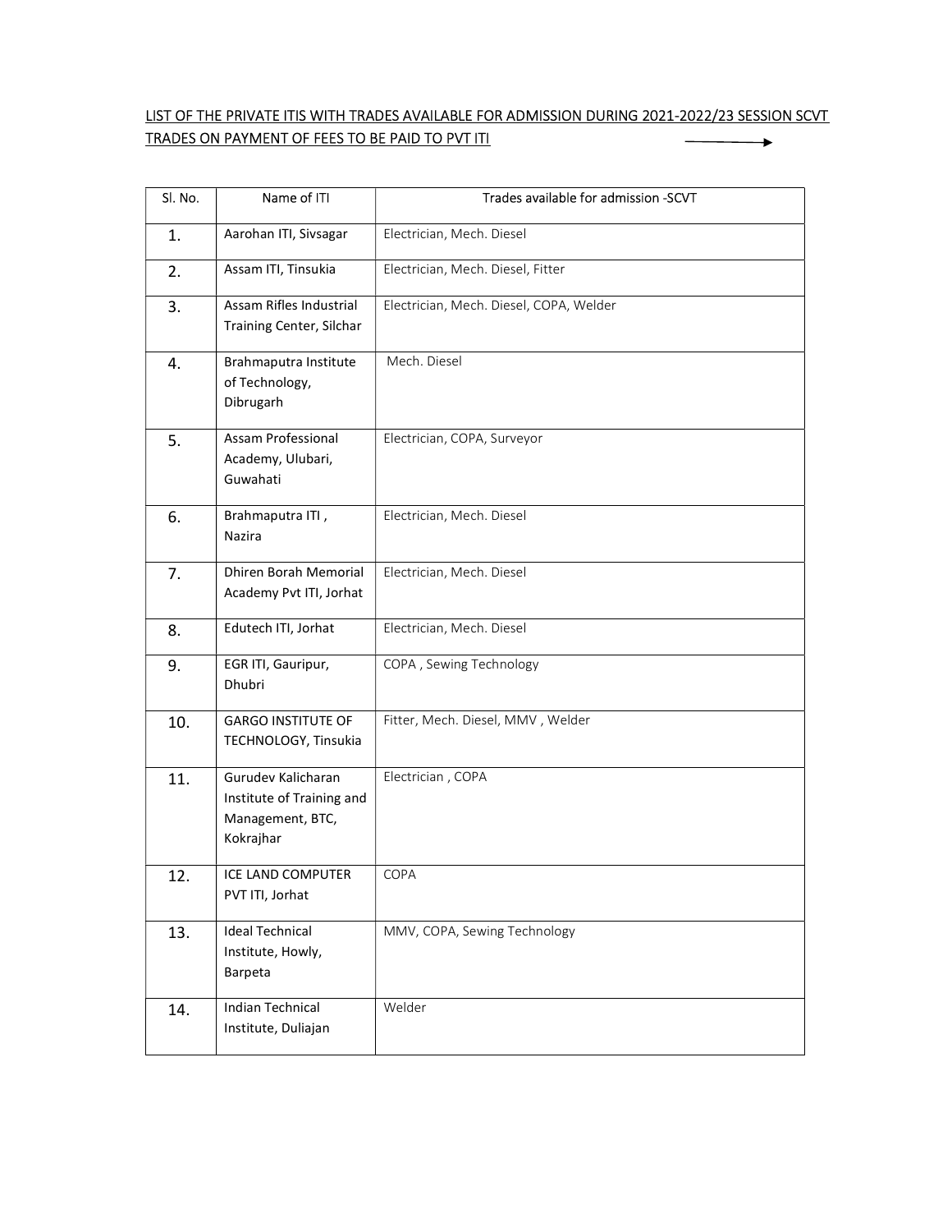LIST OF THE PRIVATE ITIS WITH TRADES AVAILABLE FOR ADMISSION DURING 2021-2022/23 SESSION SCVT TRADES ON PAYMENT OF FEES TO BE PAID TO PVT ITI →

| Sl. No. | Name of ITI | Trades available for admission -SCVT |
|---|---|---|
| 1. | Aarohan ITI, Sivsagar | Electrician, Mech. Diesel |
| 2. | Assam ITI, Tinsukia | Electrician, Mech. Diesel, Fitter |
| 3. | Assam Rifles Industrial Training Center, Silchar | Electrician, Mech. Diesel, COPA, Welder |
| 4. | Brahmaputra Institute of Technology, Dibrugarh | Mech. Diesel |
| 5. | Assam Professional Academy, Ulubari, Guwahati | Electrician, COPA, Surveyor |
| 6. | Brahmaputra ITI , Nazira | Electrician, Mech. Diesel |
| 7. | Dhiren Borah Memorial Academy Pvt ITI, Jorhat | Electrician, Mech. Diesel |
| 8. | Edutech ITI, Jorhat | Electrician, Mech. Diesel |
| 9. | EGR ITI, Gauripur, Dhubri | COPA , Sewing Technology |
| 10. | GARGO INSTITUTE OF TECHNOLOGY, Tinsukia | Fitter, Mech. Diesel, MMV , Welder |
| 11. | Gurudev Kalicharan Institute of Training and Management, BTC, Kokrajhar | Electrician , COPA |
| 12. | ICE LAND COMPUTER PVT ITI, Jorhat | COPA |
| 13. | Ideal Technical Institute, Howly, Barpeta | MMV, COPA, Sewing Technology |
| 14. | Indian Technical Institute, Duliajan | Welder |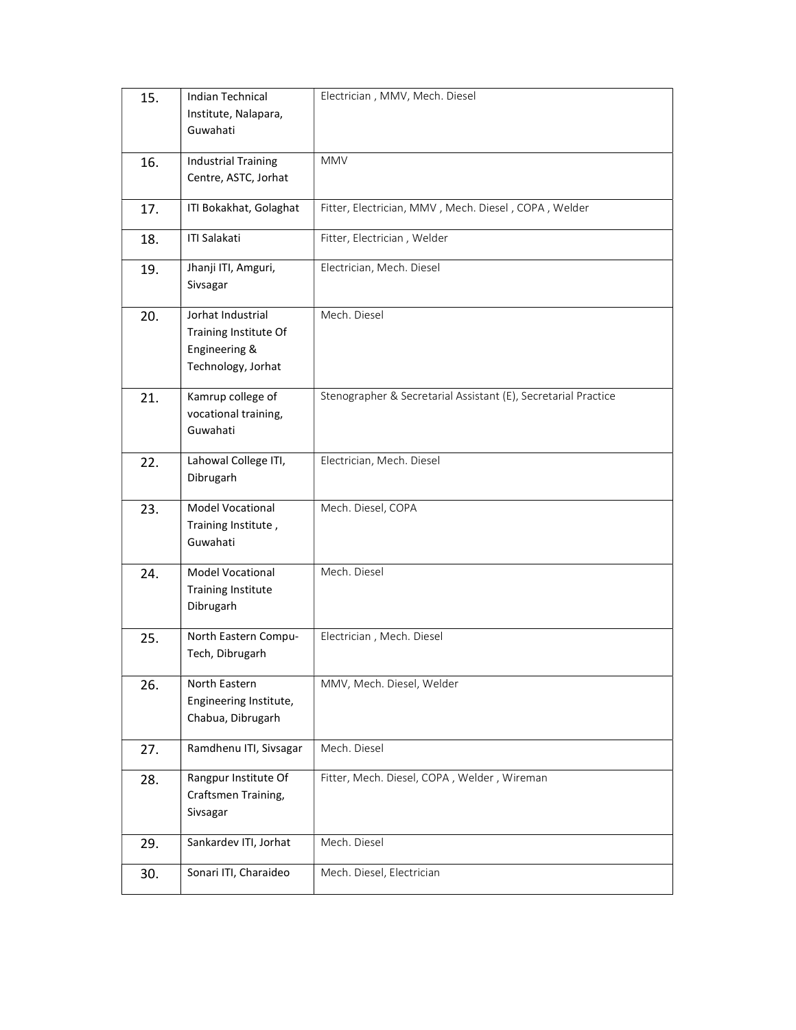| 15. | Indian Technical Institute, Nalapara, Guwahati | Electrician , MMV, Mech. Diesel |
|---|---|---|
| 16. | Industrial Training Centre, ASTC, Jorhat | MMV |
| 17. | ITI Bokakhat, Golaghat | Fitter, Electrician, MMV , Mech. Diesel , COPA , Welder |
| 18. | ITI Salakati | Fitter, Electrician , Welder |
| 19. | Jhanji ITI, Amguri, Sivsagar | Electrician, Mech. Diesel |
| 20. | Jorhat Industrial Training Institute Of Engineering & Technology, Jorhat | Mech. Diesel |
| 21. | Kamrup college of vocational training, Guwahati | Stenographer & Secretarial Assistant (E), Secretarial Practice |
| 22. | Lahowal College ITI, Dibrugarh | Electrician, Mech. Diesel |
| 23. | Model Vocational Training Institute , Guwahati | Mech. Diesel, COPA |
| 24. | Model Vocational Training Institute Dibrugarh | Mech. Diesel |
| 25. | North Eastern Compu-Tech, Dibrugarh | Electrician , Mech. Diesel |
| 26. | North Eastern Engineering Institute, Chabua, Dibrugarh | MMV, Mech. Diesel, Welder |
| 27. | Ramdhenu ITI, Sivsagar | Mech. Diesel |
| 28. | Rangpur Institute Of Craftsmen Training, Sivsagar | Fitter, Mech. Diesel, COPA , Welder , Wireman |
| 29. | Sankardev ITI, Jorhat | Mech. Diesel |
| 30. | Sonari ITI, Charaideo | Mech. Diesel, Electrician |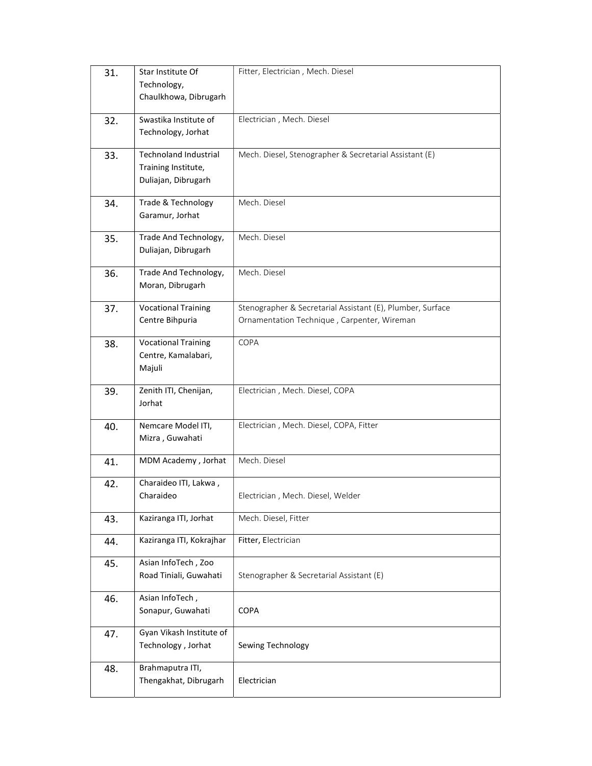| | | |
|---|---|---|
| 31. | Star Institute Of Technology, Chaulkhowa, Dibrugarh | Fitter, Electrician , Mech. Diesel |
| 32. | Swastika Institute of Technology, Jorhat | Electrician , Mech. Diesel |
| 33. | Technoland Industrial Training Institute, Duliajan, Dibrugarh | Mech. Diesel, Stenographer & Secretarial Assistant (E) |
| 34. | Trade & Technology Garamur, Jorhat | Mech. Diesel |
| 35. | Trade And Technology, Duliajan, Dibrugarh | Mech. Diesel |
| 36. | Trade And Technology, Moran, Dibrugarh | Mech. Diesel |
| 37. | Vocational Training Centre Bihpuria | Stenographer & Secretarial Assistant (E), Plumber, Surface Ornamentation Technique , Carpenter, Wireman |
| 38. | Vocational Training Centre, Kamalabari, Majuli | COPA |
| 39. | Zenith ITI, Chenijan, Jorhat | Electrician , Mech. Diesel, COPA |
| 40. | Nemcare Model ITI, Mizra , Guwahati | Electrician , Mech. Diesel, COPA, Fitter |
| 41. | MDM Academy , Jorhat | Mech. Diesel |
| 42. | Charaideo ITI, Lakwa , Charaideo | Electrician , Mech. Diesel, Welder |
| 43. | Kaziranga ITI, Jorhat | Mech. Diesel, Fitter |
| 44. | Kaziranga ITI, Kokrajhar | Fitter, Electrician |
| 45. | Asian InfoTech , Zoo Road Tiniali, Guwahati | Stenographer & Secretarial Assistant (E) |
| 46. | Asian InfoTech , Sonapur, Guwahati | COPA |
| 47. | Gyan Vikash Institute of Technology , Jorhat | Sewing Technology |
| 48. | Brahmaputra ITI, Thengakhat, Dibrugarh | Electrician |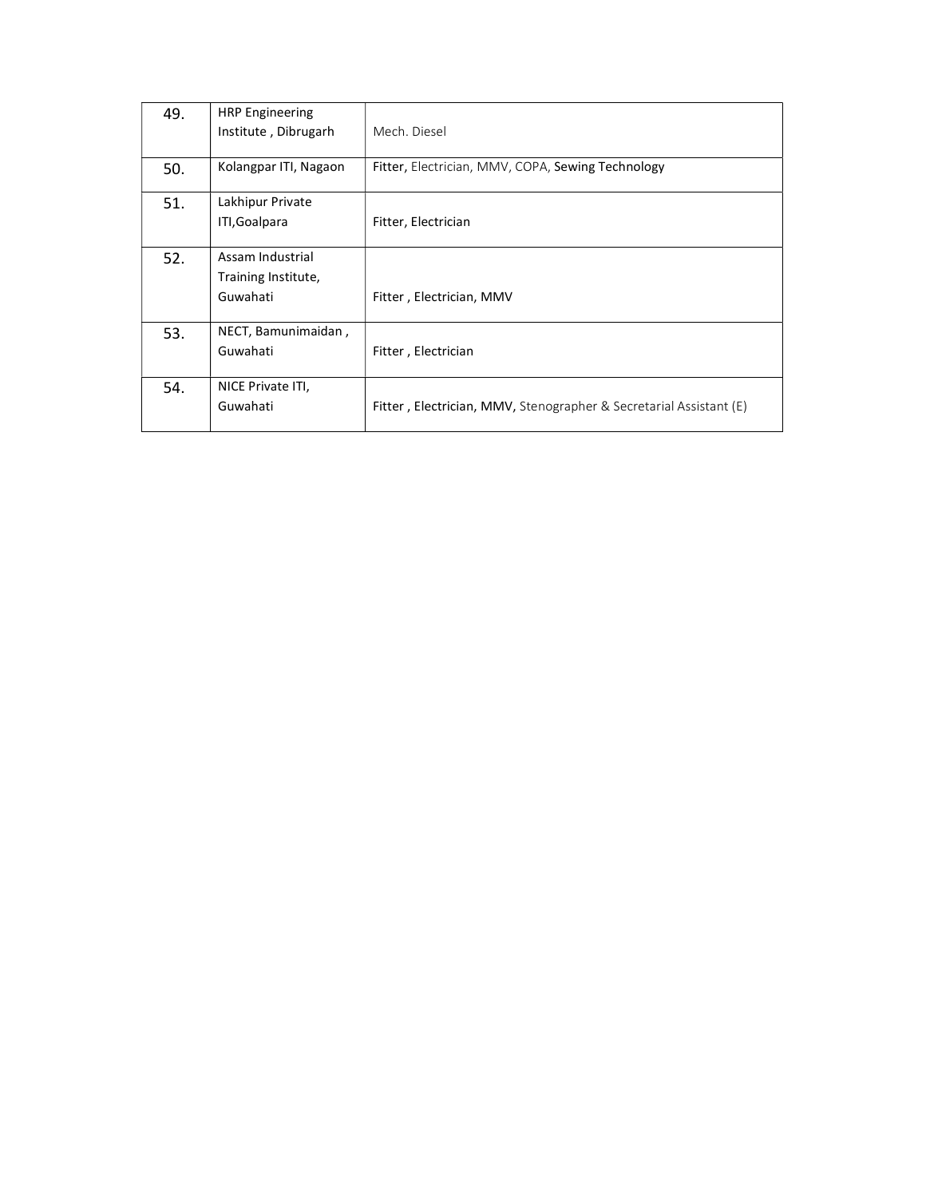| 49. | HRP Engineering Institute , Dibrugarh | Mech. Diesel |
|---|---|---|
| 50. | Kolangpar ITI, Nagaon | Fitter, Electrician, MMV, COPA, Sewing Technology |
| 51. | Lakhipur Private ITI,Goalpara | Fitter, Electrician |
| 52. | Assam Industrial Training Institute, Guwahati | Fitter , Electrician, MMV |
| 53. | NECT, Bamunimaidan , Guwahati | Fitter , Electrician |
| 54. | NICE Private ITI, Guwahati | Fitter , Electrician, MMV, Stenographer & Secretarial Assistant (E) |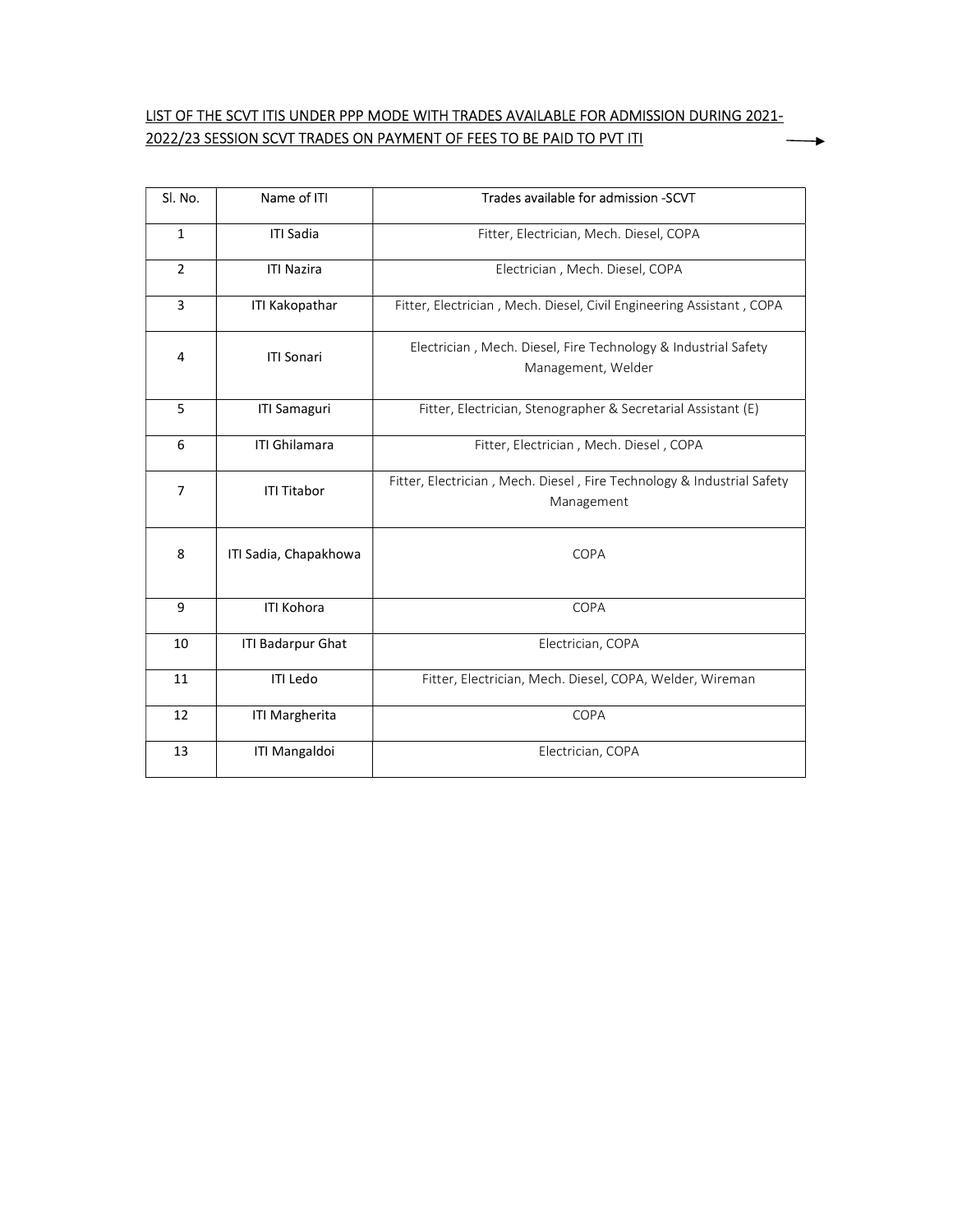LIST OF THE SCVT ITIS UNDER PPP MODE WITH TRADES AVAILABLE FOR ADMISSION DURING 2021-2022/23 SESSION SCVT TRADES ON PAYMENT OF FEES TO BE PAID TO PVT ITI

| Sl. No. | Name of ITI | Trades available for admission -SCVT |
|---|---|---|
| 1 | ITI Sadia | Fitter, Electrician, Mech. Diesel, COPA |
| 2 | ITI Nazira | Electrician , Mech. Diesel, COPA |
| 3 | ITI Kakopathar | Fitter, Electrician , Mech. Diesel, Civil Engineering Assistant , COPA |
| 4 | ITI Sonari | Electrician , Mech. Diesel, Fire Technology & Industrial Safety Management, Welder |
| 5 | ITI Samaguri | Fitter, Electrician, Stenographer & Secretarial Assistant (E) |
| 6 | ITI Ghilamara | Fitter, Electrician , Mech. Diesel , COPA |
| 7 | ITI Titabor | Fitter, Electrician , Mech. Diesel , Fire Technology & Industrial Safety Management |
| 8 | ITI Sadia, Chapakhowa | COPA |
| 9 | ITI Kohora | COPA |
| 10 | ITI Badarpur Ghat | Electrician, COPA |
| 11 | ITI Ledo | Fitter, Electrician, Mech. Diesel, COPA, Welder, Wireman |
| 12 | ITI Margherita | COPA |
| 13 | ITI Mangaldoi | Electrician, COPA |